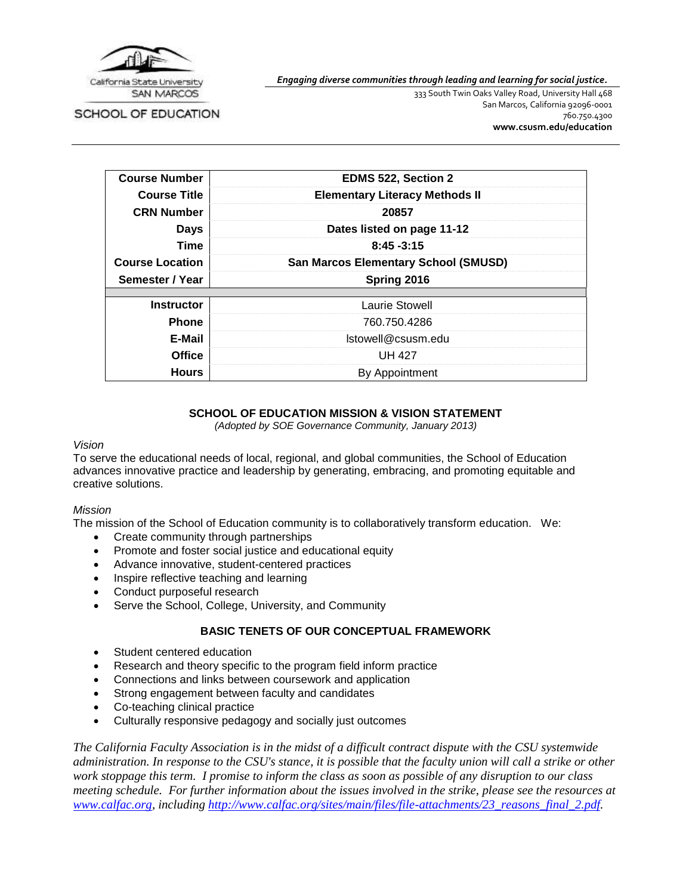California State University SAN MARCOS

SCHOOL OF EDUCATION

*Engaging diverse communities through leading and learning for social justice.*

333 South Twin Oaks Valley Road, University Hall 468
San Marcos, California 92096-0001
760.750.4300
**www.csusm.edu/education**

| | |
|---|---|
| **Course Number** | **EDMS 522, Section 2** |
| **Course Title** | **Elementary Literacy Methods II** |
| **CRN Number** | **20857** |
| **Days** | **Dates listed on page 11-12** |
| **Time** | **8:45 -3:15** |
| **Course Location** | **San Marcos Elementary School (SMUSD)** |
| **Semester / Year** | **Spring 2016** |
| | |
| **Instructor** | Laurie Stowell |
| **Phone** | 760.750.4286 |
| **E-Mail** | lstowell@csusm.edu |
| **Office** | UH 427 |
| **Hours** | By Appointment |

## SCHOOL OF EDUCATION MISSION & VISION STATEMENT

*(Adopted by SOE Governance Community, January 2013)*

*Vision*

To serve the educational needs of local, regional, and global communities, the School of Education advances innovative practice and leadership by generating, embracing, and promoting equitable and creative solutions.

*Mission*

The mission of the School of Education community is to collaboratively transform education. We:

- Create community through partnerships
- Promote and foster social justice and educational equity
- Advance innovative, student-centered practices
- Inspire reflective teaching and learning
- Conduct purposeful research
- Serve the School, College, University, and Community

## BASIC TENETS OF OUR CONCEPTUAL FRAMEWORK

- Student centered education
- Research and theory specific to the program field inform practice
- Connections and links between coursework and application
- Strong engagement between faculty and candidates
- Co-teaching clinical practice
- Culturally responsive pedagogy and socially just outcomes

*The California Faculty Association is in the midst of a difficult contract dispute with the CSU systemwide administration. In response to the CSU's stance, it is possible that the faculty union will call a strike or other work stoppage this term. I promise to inform the class as soon as possible of any disruption to our class meeting schedule. For further information about the issues involved in the strike, please see the resources at [www.calfac.org](www.calfac.org), including [http://www.calfac.org/sites/main/files/file-attachments/23_reasons_final_2.pdf](http://www.calfac.org/sites/main/files/file-attachments/23_reasons_final_2.pdf).*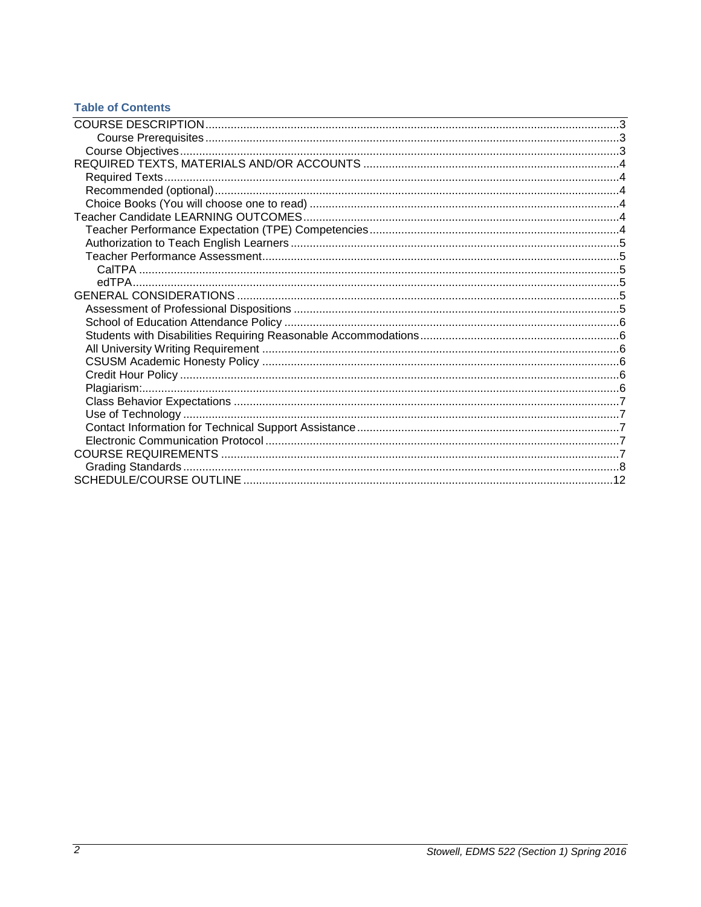## Table of Contents

- COURSE DESCRIPTION ..... 3
    - Course Prerequisites ..... 3
  - Course Objectives ..... 3
- REQUIRED TEXTS, MATERIALS AND/OR ACCOUNTS ..... 4
  - Required Texts ..... 4
  - Recommended (optional) ..... 4
  - Choice Books (You will choose one to read) ..... 4
- Teacher Candidate LEARNING OUTCOMES ..... 4
  - Teacher Performance Expectation (TPE) Competencies ..... 4
  - Authorization to Teach English Learners ..... 5
  - Teacher Performance Assessment ..... 5
    - CalTPA ..... 5
    - edTPA ..... 5
- GENERAL CONSIDERATIONS ..... 5
  - Assessment of Professional Dispositions ..... 5
  - School of Education Attendance Policy ..... 6
  - Students with Disabilities Requiring Reasonable Accommodations ..... 6
  - All University Writing Requirement ..... 6
  - CSUSM Academic Honesty Policy ..... 6
  - Credit Hour Policy ..... 6
  - Plagiarism: ..... 6
  - Class Behavior Expectations ..... 7
  - Use of Technology ..... 7
  - Contact Information for Technical Support Assistance ..... 7
  - Electronic Communication Protocol ..... 7
- COURSE REQUIREMENTS ..... 7
  - Grading Standards ..... 8
- SCHEDULE/COURSE OUTLINE ..... 12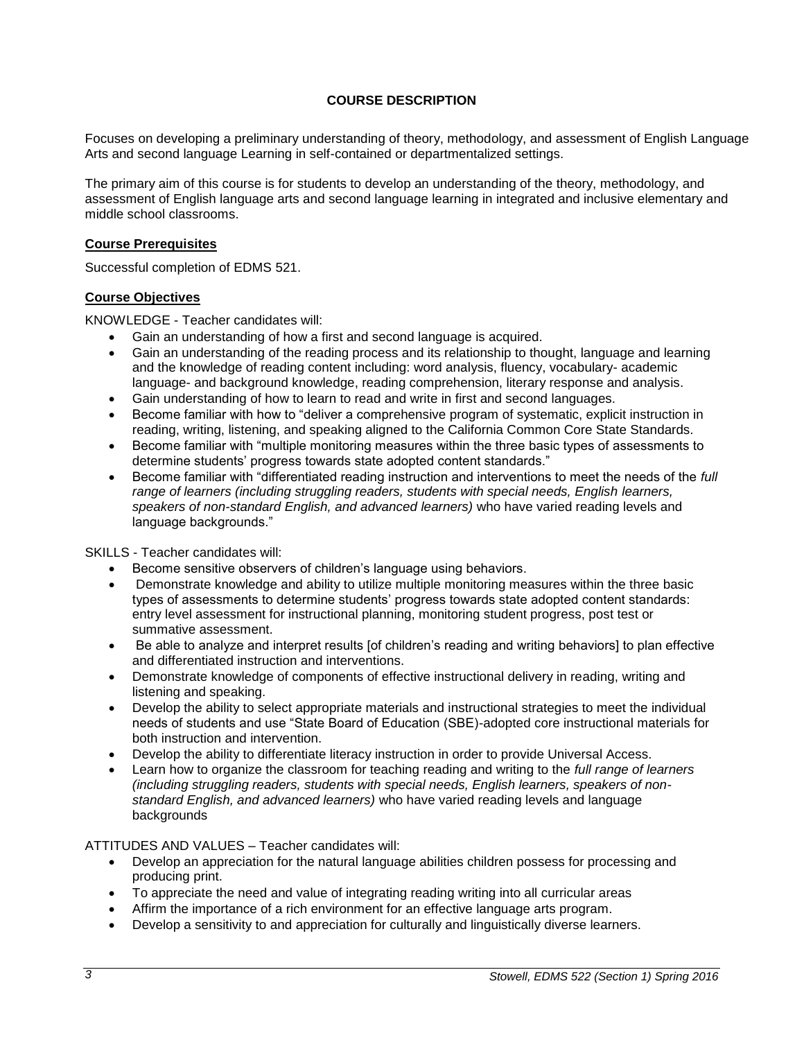## COURSE DESCRIPTION

Focuses on developing a preliminary understanding of theory, methodology, and assessment of English Language Arts and second language Learning in self-contained or departmentalized settings.

The primary aim of this course is for students to develop an understanding of the theory, methodology, and assessment of English language arts and second language learning in integrated and inclusive elementary and middle school classrooms.

### Course Prerequisites

Successful completion of EDMS 521.

### Course Objectives

KNOWLEDGE - Teacher candidates will:

- Gain an understanding of how a first and second language is acquired.
- Gain an understanding of the reading process and its relationship to thought, language and learning and the knowledge of reading content including: word analysis, fluency, vocabulary- academic language- and background knowledge, reading comprehension, literary response and analysis.
- Gain understanding of how to learn to read and write in first and second languages.
- Become familiar with how to "deliver a comprehensive program of systematic, explicit instruction in reading, writing, listening, and speaking aligned to the California Common Core State Standards.
- Become familiar with "multiple monitoring measures within the three basic types of assessments to determine students' progress towards state adopted content standards."
- Become familiar with "differentiated reading instruction and interventions to meet the needs of the *full range of learners (including struggling readers, students with special needs, English learners, speakers of non-standard English, and advanced learners)* who have varied reading levels and language backgrounds."

SKILLS - Teacher candidates will:

- Become sensitive observers of children's language using behaviors.
- Demonstrate knowledge and ability to utilize multiple monitoring measures within the three basic types of assessments to determine students' progress towards state adopted content standards: entry level assessment for instructional planning, monitoring student progress, post test or summative assessment.
- Be able to analyze and interpret results [of children's reading and writing behaviors] to plan effective and differentiated instruction and interventions.
- Demonstrate knowledge of components of effective instructional delivery in reading, writing and listening and speaking.
- Develop the ability to select appropriate materials and instructional strategies to meet the individual needs of students and use "State Board of Education (SBE)-adopted core instructional materials for both instruction and intervention.
- Develop the ability to differentiate literacy instruction in order to provide Universal Access.
- Learn how to organize the classroom for teaching reading and writing to the *full range of learners (including struggling readers, students with special needs, English learners, speakers of non-standard English, and advanced learners)* who have varied reading levels and language backgrounds

ATTITUDES AND VALUES – Teacher candidates will:

- Develop an appreciation for the natural language abilities children possess for processing and producing print.
- To appreciate the need and value of integrating reading writing into all curricular areas
- Affirm the importance of a rich environment for an effective language arts program.
- Develop a sensitivity to and appreciation for culturally and linguistically diverse learners.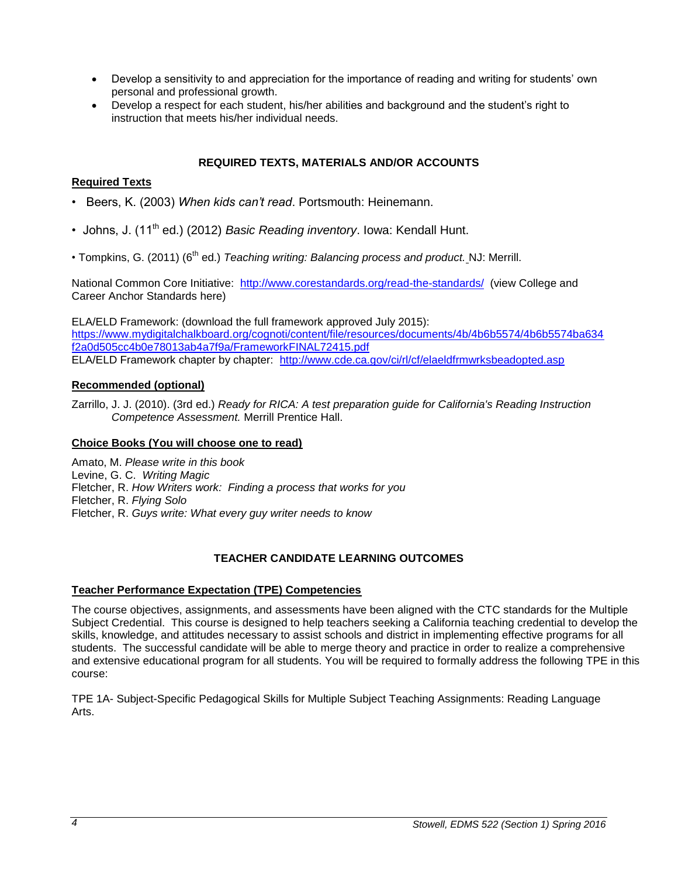- Develop a sensitivity to and appreciation for the importance of reading and writing for students' own personal and professional growth.
- Develop a respect for each student, his/her abilities and background and the student's right to instruction that meets his/her individual needs.

## REQUIRED TEXTS, MATERIALS AND/OR ACCOUNTS

### Required Texts

- Beers, K. (2003) *When kids can't read*. Portsmouth: Heinemann.
- Johns, J. (11th ed.) (2012) *Basic Reading inventory*. Iowa: Kendall Hunt.
- Tompkins, G. (2011) (6th ed.) *Teaching writing: Balancing process and product.* NJ: Merrill.

National Common Core Initiative: http://www.corestandards.org/read-the-standards/ (view College and Career Anchor Standards here)

ELA/ELD Framework: (download the full framework approved July 2015): https://www.mydigitalchalkboard.org/cognoti/content/file/resources/documents/4b/4b6b5574/4b6b5574ba634f2a0d505cc4b0e78013ab4a7f9a/FrameworkFINAL72415.pdf
ELA/ELD Framework chapter by chapter: http://www.cde.ca.gov/ci/rl/cf/elaeldfrmwrksbeadopted.asp

### Recommended (optional)

Zarrillo, J. J. (2010). (3rd ed.) *Ready for RICA: A test preparation guide for California's Reading Instruction Competence Assessment.* Merrill Prentice Hall.

### Choice Books (You will choose one to read)

Amato, M. *Please write in this book*
Levine, G. C. *Writing Magic*
Fletcher, R. *How Writers work: Finding a process that works for you*
Fletcher, R. *Flying Solo*
Fletcher, R. *Guys write: What every guy writer needs to know*

## TEACHER CANDIDATE LEARNING OUTCOMES

### Teacher Performance Expectation (TPE) Competencies

The course objectives, assignments, and assessments have been aligned with the CTC standards for the Multiple Subject Credential. This course is designed to help teachers seeking a California teaching credential to develop the skills, knowledge, and attitudes necessary to assist schools and district in implementing effective programs for all students. The successful candidate will be able to merge theory and practice in order to realize a comprehensive and extensive educational program for all students. You will be required to formally address the following TPE in this course:

TPE 1A- Subject-Specific Pedagogical Skills for Multiple Subject Teaching Assignments: Reading Language Arts.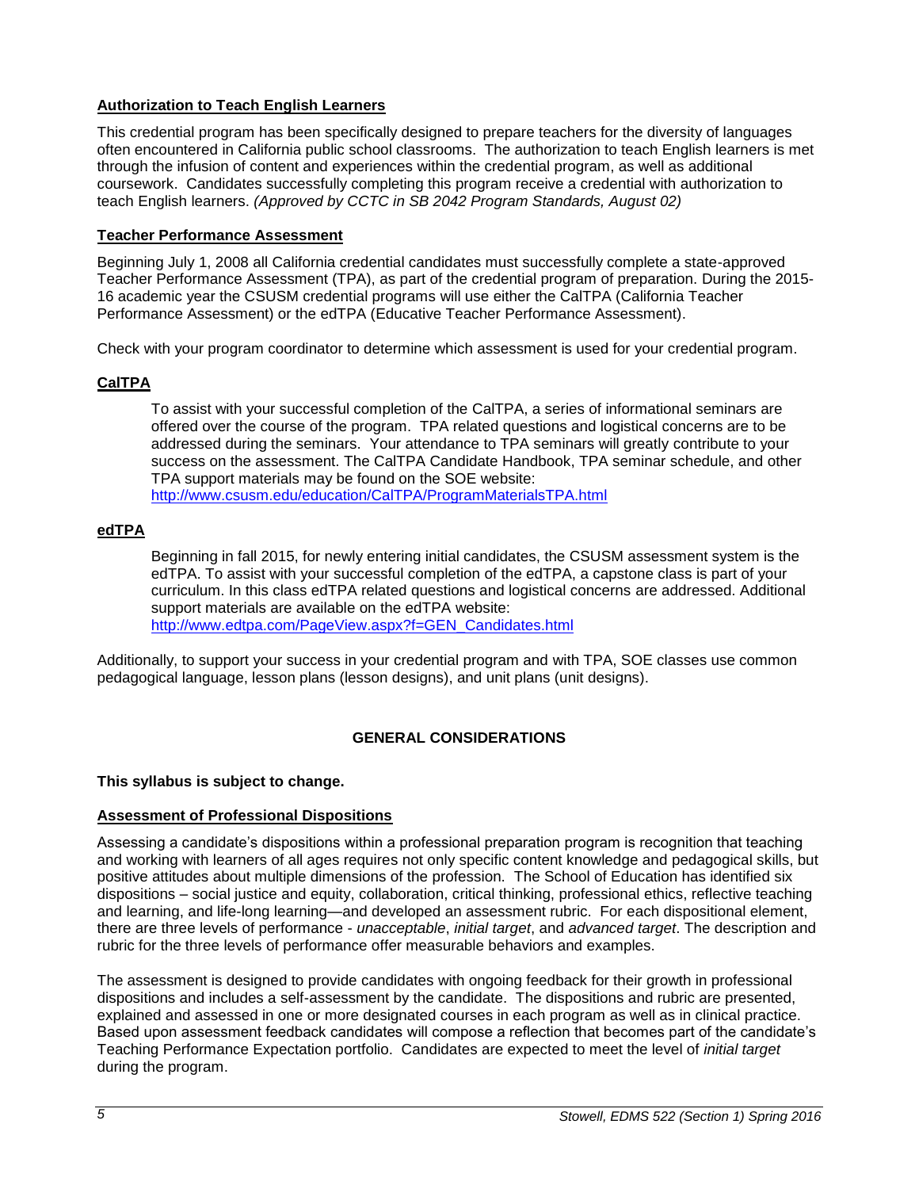### Authorization to Teach English Learners

This credential program has been specifically designed to prepare teachers for the diversity of languages often encountered in California public school classrooms. The authorization to teach English learners is met through the infusion of content and experiences within the credential program, as well as additional coursework. Candidates successfully completing this program receive a credential with authorization to teach English learners. *(Approved by CCTC in SB 2042 Program Standards, August 02)*

### Teacher Performance Assessment

Beginning July 1, 2008 all California credential candidates must successfully complete a state-approved Teacher Performance Assessment (TPA), as part of the credential program of preparation. During the 2015-16 academic year the CSUSM credential programs will use either the CalTPA (California Teacher Performance Assessment) or the edTPA (Educative Teacher Performance Assessment).

Check with your program coordinator to determine which assessment is used for your credential program.

### CalTPA

To assist with your successful completion of the CalTPA, a series of informational seminars are offered over the course of the program. TPA related questions and logistical concerns are to be addressed during the seminars. Your attendance to TPA seminars will greatly contribute to your success on the assessment. The CalTPA Candidate Handbook, TPA seminar schedule, and other TPA support materials may be found on the SOE website: [http://www.csusm.edu/education/CalTPA/ProgramMaterialsTPA.html](http://www.csusm.edu/education/CalTPA/ProgramMaterialsTPA.html)

### edTPA

Beginning in fall 2015, for newly entering initial candidates, the CSUSM assessment system is the edTPA. To assist with your successful completion of the edTPA, a capstone class is part of your curriculum. In this class edTPA related questions and logistical concerns are addressed. Additional support materials are available on the edTPA website: [http://www.edtpa.com/PageView.aspx?f=GEN_Candidates.html](http://www.edtpa.com/PageView.aspx?f=GEN_Candidates.html)

Additionally, to support your success in your credential program and with TPA, SOE classes use common pedagogical language, lesson plans (lesson designs), and unit plans (unit designs).

## GENERAL CONSIDERATIONS

**This syllabus is subject to change.**

### Assessment of Professional Dispositions

Assessing a candidate's dispositions within a professional preparation program is recognition that teaching and working with learners of all ages requires not only specific content knowledge and pedagogical skills, but positive attitudes about multiple dimensions of the profession. The School of Education has identified six dispositions – social justice and equity, collaboration, critical thinking, professional ethics, reflective teaching and learning, and life-long learning—and developed an assessment rubric. For each dispositional element, there are three levels of performance - *unacceptable*, *initial target*, and *advanced target*. The description and rubric for the three levels of performance offer measurable behaviors and examples.

The assessment is designed to provide candidates with ongoing feedback for their growth in professional dispositions and includes a self-assessment by the candidate. The dispositions and rubric are presented, explained and assessed in one or more designated courses in each program as well as in clinical practice. Based upon assessment feedback candidates will compose a reflection that becomes part of the candidate's Teaching Performance Expectation portfolio. Candidates are expected to meet the level of *initial target* during the program.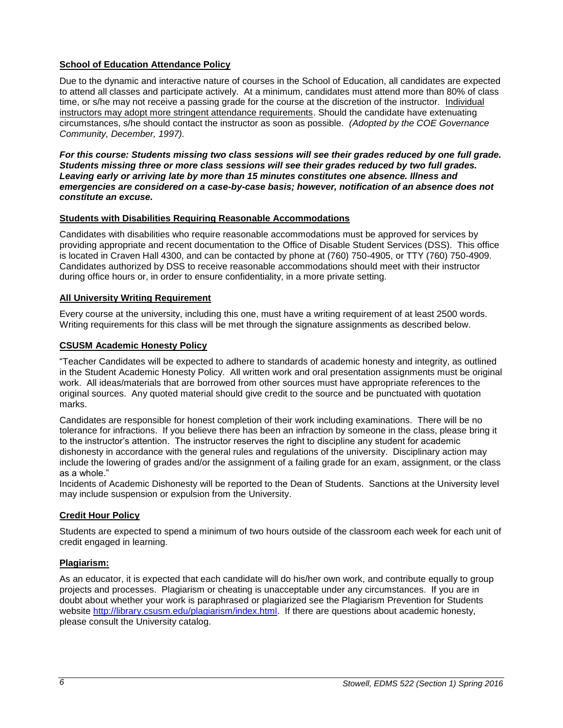### School of Education Attendance Policy

Due to the dynamic and interactive nature of courses in the School of Education, all candidates are expected to attend all classes and participate actively. At a minimum, candidates must attend more than 80% of class time, or s/he may not receive a passing grade for the course at the discretion of the instructor. Individual instructors may adopt more stringent attendance requirements. Should the candidate have extenuating circumstances, s/he should contact the instructor as soon as possible. *(Adopted by the COE Governance Community, December, 1997).*

***For this course: Students missing two class sessions will see their grades reduced by one full grade. Students missing three or more class sessions will see their grades reduced by two full grades. Leaving early or arriving late by more than 15 minutes constitutes one absence. Illness and emergencies are considered on a case-by-case basis; however, notification of an absence does not constitute an excuse.***

### Students with Disabilities Requiring Reasonable Accommodations

Candidates with disabilities who require reasonable accommodations must be approved for services by providing appropriate and recent documentation to the Office of Disable Student Services (DSS). This office is located in Craven Hall 4300, and can be contacted by phone at (760) 750-4905, or TTY (760) 750-4909. Candidates authorized by DSS to receive reasonable accommodations should meet with their instructor during office hours or, in order to ensure confidentiality, in a more private setting.

### All University Writing Requirement

Every course at the university, including this one, must have a writing requirement of at least 2500 words. Writing requirements for this class will be met through the signature assignments as described below.

### CSUSM Academic Honesty Policy

"Teacher Candidates will be expected to adhere to standards of academic honesty and integrity, as outlined in the Student Academic Honesty Policy. All written work and oral presentation assignments must be original work. All ideas/materials that are borrowed from other sources must have appropriate references to the original sources. Any quoted material should give credit to the source and be punctuated with quotation marks.

Candidates are responsible for honest completion of their work including examinations. There will be no tolerance for infractions. If you believe there has been an infraction by someone in the class, please bring it to the instructor's attention. The instructor reserves the right to discipline any student for academic dishonesty in accordance with the general rules and regulations of the university. Disciplinary action may include the lowering of grades and/or the assignment of a failing grade for an exam, assignment, or the class as a whole."

Incidents of Academic Dishonesty will be reported to the Dean of Students. Sanctions at the University level may include suspension or expulsion from the University.

### Credit Hour Policy

Students are expected to spend a minimum of two hours outside of the classroom each week for each unit of credit engaged in learning.

### Plagiarism:

As an educator, it is expected that each candidate will do his/her own work, and contribute equally to group projects and processes. Plagiarism or cheating is unacceptable under any circumstances. If you are in doubt about whether your work is paraphrased or plagiarized see the Plagiarism Prevention for Students website http://library.csusm.edu/plagiarism/index.html. If there are questions about academic honesty, please consult the University catalog.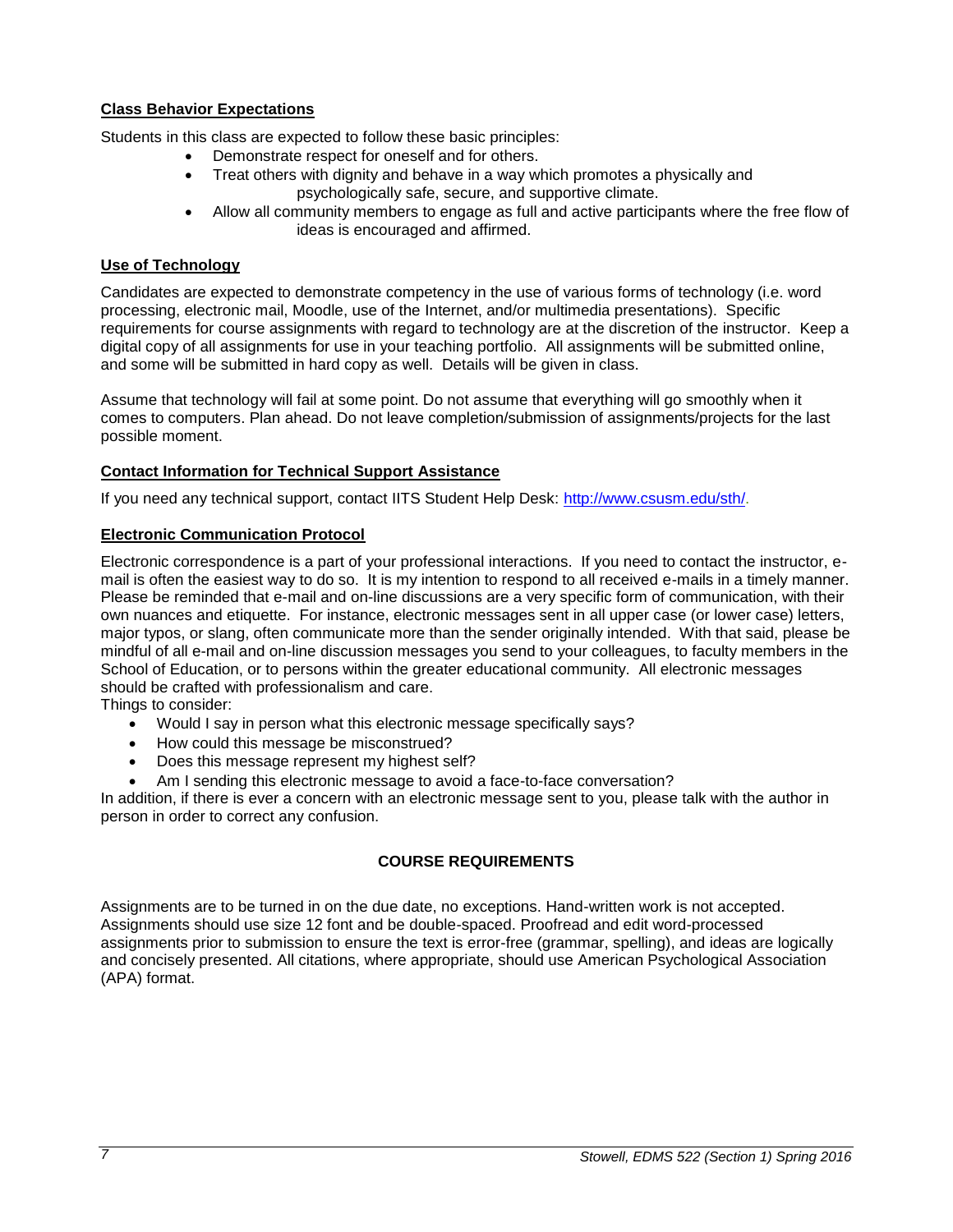### Class Behavior Expectations

Students in this class are expected to follow these basic principles:

- Demonstrate respect for oneself and for others.
- Treat others with dignity and behave in a way which promotes a physically and psychologically safe, secure, and supportive climate.
- Allow all community members to engage as full and active participants where the free flow of ideas is encouraged and affirmed.

### Use of Technology

Candidates are expected to demonstrate competency in the use of various forms of technology (i.e. word processing, electronic mail, Moodle, use of the Internet, and/or multimedia presentations). Specific requirements for course assignments with regard to technology are at the discretion of the instructor. Keep a digital copy of all assignments for use in your teaching portfolio. All assignments will be submitted online, and some will be submitted in hard copy as well. Details will be given in class.

Assume that technology will fail at some point. Do not assume that everything will go smoothly when it comes to computers. Plan ahead. Do not leave completion/submission of assignments/projects for the last possible moment.

### Contact Information for Technical Support Assistance

If you need any technical support, contact IITS Student Help Desk: [http://www.csusm.edu/sth/](http://www.csusm.edu/sth/).

### Electronic Communication Protocol

Electronic correspondence is a part of your professional interactions. If you need to contact the instructor, e-mail is often the easiest way to do so. It is my intention to respond to all received e-mails in a timely manner. Please be reminded that e-mail and on-line discussions are a very specific form of communication, with their own nuances and etiquette. For instance, electronic messages sent in all upper case (or lower case) letters, major typos, or slang, often communicate more than the sender originally intended. With that said, please be mindful of all e-mail and on-line discussion messages you send to your colleagues, to faculty members in the School of Education, or to persons within the greater educational community. All electronic messages should be crafted with professionalism and care.

Things to consider:

- Would I say in person what this electronic message specifically says?
- How could this message be misconstrued?
- Does this message represent my highest self?
- Am I sending this electronic message to avoid a face-to-face conversation?

In addition, if there is ever a concern with an electronic message sent to you, please talk with the author in person in order to correct any confusion.

## COURSE REQUIREMENTS

Assignments are to be turned in on the due date, no exceptions. Hand-written work is not accepted. Assignments should use size 12 font and be double-spaced. Proofread and edit word-processed assignments prior to submission to ensure the text is error-free (grammar, spelling), and ideas are logically and concisely presented. All citations, where appropriate, should use American Psychological Association (APA) format.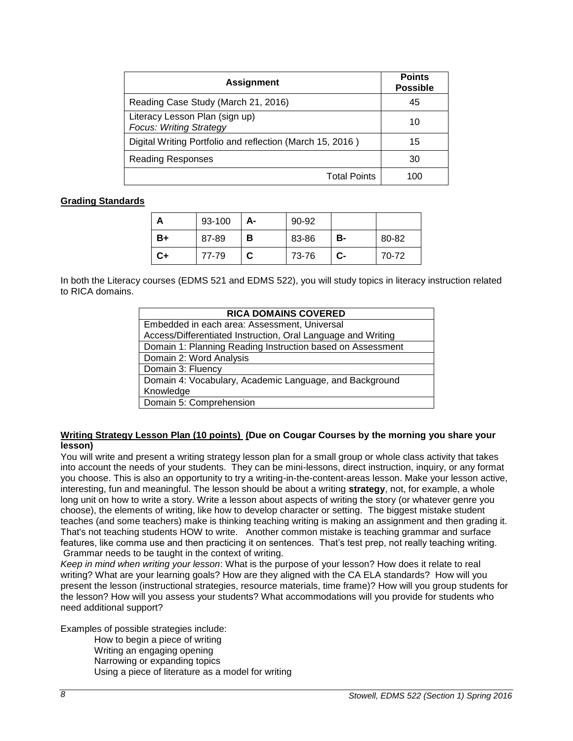| Assignment | Points Possible |
|---|---|
| Reading Case Study (March 21, 2016) | 45 |
| Literacy Lesson Plan (sign up) *Focus: Writing Strategy* | 10 |
| Digital Writing Portfolio and reflection (March 15, 2016 ) | 15 |
| Reading Responses | 30 |
| Total Points | 100 |

**Grading Standards**

| | | | | | |
|---|---|---|---|---|---|
| **A** | 93-100 | **A-** | 90-92 | | |
| **B+** | 87-89 | **B** | 83-86 | **B-** | 80-82 |
| **C+** | 77-79 | **C** | 73-76 | **C-** | 70-72 |

In both the Literacy courses (EDMS 521 and EDMS 522), you will study topics in literacy instruction related to RICA domains.

| RICA DOMAINS COVERED |
|---|
| Embedded in each area: Assessment, Universal Access/Differentiated Instruction, Oral Language and Writing |
| Domain 1: Planning Reading Instruction based on Assessment |
| Domain 2: Word Analysis |
| Domain 3: Fluency |
| Domain 4: Vocabulary, Academic Language, and Background Knowledge |
| Domain 5: Comprehension |

**Writing Strategy Lesson Plan (10 points) (Due on Cougar Courses by the morning you share your lesson)**

You will write and present a writing strategy lesson plan for a small group or whole class activity that takes into account the needs of your students. They can be mini-lessons, direct instruction, inquiry, or any format you choose. This is also an opportunity to try a writing-in-the-content-areas lesson. Make your lesson active, interesting, fun and meaningful. The lesson should be about a writing **strategy**, not, for example, a whole long unit on how to write a story. Write a lesson about aspects of writing the story (or whatever genre you choose), the elements of writing, like how to develop character or setting. The biggest mistake student teaches (and some teachers) make is thinking teaching writing is making an assignment and then grading it. That's not teaching students HOW to write. Another common mistake is teaching grammar and surface features, like comma use and then practicing it on sentences. That's test prep, not really teaching writing. Grammar needs to be taught in the context of writing.

*Keep in mind when writing your lesson*: What is the purpose of your lesson? How does it relate to real writing? What are your learning goals? How are they aligned with the CA ELA standards? How will you present the lesson (instructional strategies, resource materials, time frame)? How will you group students for the lesson? How will you assess your students? What accommodations will you provide for students who need additional support?

Examples of possible strategies include:

- How to begin a piece of writing
- Writing an engaging opening
- Narrowing or expanding topics
- Using a piece of literature as a model for writing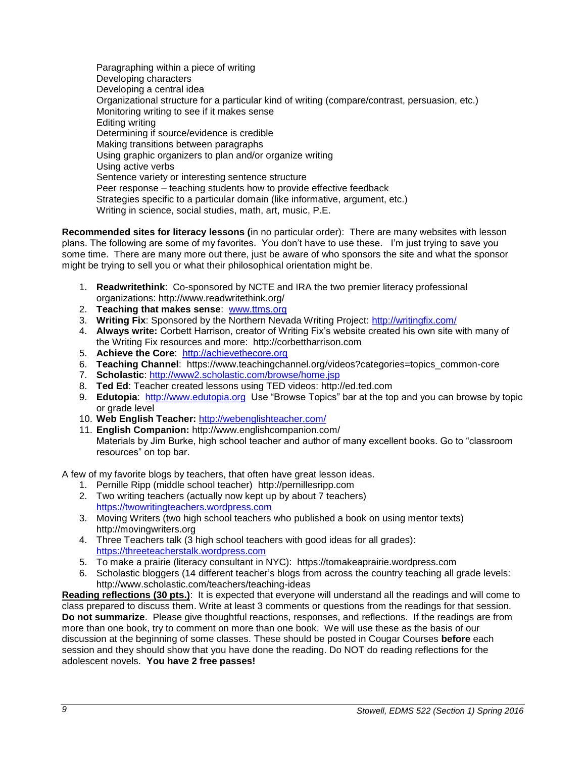Paragraphing within a piece of writing
Developing characters
Developing a central idea
Organizational structure for a particular kind of writing (compare/contrast, persuasion, etc.)
Monitoring writing to see if it makes sense
Editing writing
Determining if source/evidence is credible
Making transitions between paragraphs
Using graphic organizers to plan and/or organize writing
Using active verbs
Sentence variety or interesting sentence structure
Peer response – teaching students how to provide effective feedback
Strategies specific to a particular domain (like informative, argument, etc.)
Writing in science, social studies, math, art, music, P.E.

**Recommended sites for literacy lessons (**in no particular order): There are many websites with lesson plans. The following are some of my favorites. You don't have to use these. I'm just trying to save you some time. There are many more out there, just be aware of who sponsors the site and what the sponsor might be trying to sell you or what their philosophical orientation might be.

1. **Readwritethink**: Co-sponsored by NCTE and IRA the two premier literacy professional organizations: http://www.readwritethink.org/
2. **Teaching that makes sense**: www.ttms.org
3. **Writing Fix**: Sponsored by the Northern Nevada Writing Project: http://writingfix.com/
4. **Always write:** Corbett Harrison, creator of Writing Fix's website created his own site with many of the Writing Fix resources and more: http://corbettharrison.com
5. **Achieve the Core**: http://achievethecore.org
6. **Teaching Channel**: https://www.teachingchannel.org/videos?categories=topics_common-core
7. **Scholastic**: http://www2.scholastic.com/browse/home.jsp
8. **Ted Ed**: Teacher created lessons using TED videos: http://ed.ted.com
9. **Edutopia**: http://www.edutopia.org Use "Browse Topics" bar at the top and you can browse by topic or grade level
10. **Web English Teacher:** http://webenglishteacher.com/
11. **English Companion:** http://www.englishcompanion.com/
    Materials by Jim Burke, high school teacher and author of many excellent books. Go to "classroom resources" on top bar.

A few of my favorite blogs by teachers, that often have great lesson ideas.

1. Pernille Ripp (middle school teacher) http://pernillesripp.com
2. Two writing teachers (actually now kept up by about 7 teachers) https://twowritingteachers.wordpress.com
3. Moving Writers (two high school teachers who published a book on using mentor texts) http://movingwriters.org
4. Three Teachers talk (3 high school teachers with good ideas for all grades): https://threeteacherstalk.wordpress.com
5. To make a prairie (literacy consultant in NYC): https://tomakeaprairie.wordpress.com
6. Scholastic bloggers (14 different teacher's blogs from across the country teaching all grade levels: http://www.scholastic.com/teachers/teaching-ideas

**Reading reflections (30 pts.)**: It is expected that everyone will understand all the readings and will come to class prepared to discuss them. Write at least 3 comments or questions from the readings for that session. **Do not summarize**. Please give thoughtful reactions, responses, and reflections. If the readings are from more than one book, try to comment on more than one book. We will use these as the basis of our discussion at the beginning of some classes. These should be posted in Cougar Courses **before** each session and they should show that you have done the reading. Do NOT do reading reflections for the adolescent novels. **You have 2 free passes!**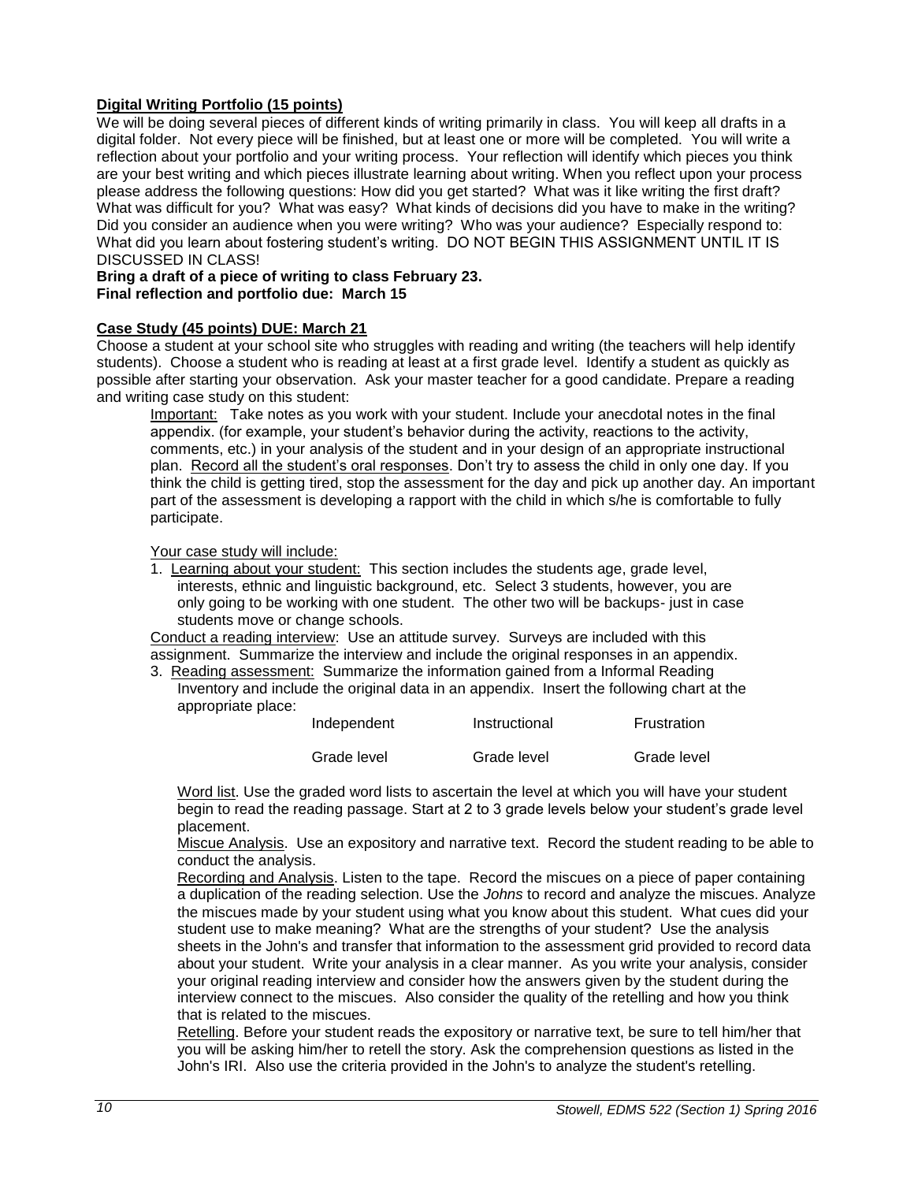**<u>Digital Writing Portfolio (15 points)</u>**

We will be doing several pieces of different kinds of writing primarily in class. You will keep all drafts in a digital folder. Not every piece will be finished, but at least one or more will be completed. You will write a reflection about your portfolio and your writing process. Your reflection will identify which pieces you think are your best writing and which pieces illustrate learning about writing. When you reflect upon your process please address the following questions: How did you get started? What was it like writing the first draft? What was difficult for you? What was easy? What kinds of decisions did you have to make in the writing? Did you consider an audience when you were writing? Who was your audience? Especially respond to: What did you learn about fostering student's writing. DO NOT BEGIN THIS ASSIGNMENT UNTIL IT IS DISCUSSED IN CLASS!

**Bring a draft of a piece of writing to class February 23.**
**Final reflection and portfolio due: March 15**

**<u>Case Study (45 points) DUE: March 21</u>**

Choose a student at your school site who struggles with reading and writing (the teachers will help identify students). Choose a student who is reading at least at a first grade level. Identify a student as quickly as possible after starting your observation. Ask your master teacher for a good candidate. Prepare a reading and writing case study on this student:

<u>Important:</u> Take notes as you work with your student. Include your anecdotal notes in the final appendix. (for example, your student's behavior during the activity, reactions to the activity, comments, etc.) in your analysis of the student and in your design of an appropriate instructional plan. <u>Record all the student's oral responses</u>. Don't try to assess the child in only one day. If you think the child is getting tired, stop the assessment for the day and pick up another day. An important part of the assessment is developing a rapport with the child in which s/he is comfortable to fully participate.

<u>Your case study will include:</u>

1. <u>Learning about your student:</u> This section includes the students age, grade level, interests, ethnic and linguistic background, etc. Select 3 students, however, you are only going to be working with one student. The other two will be backups- just in case students move or change schools.

<u>Conduct a reading interview</u>: Use an attitude survey. Surveys are included with this assignment. Summarize the interview and include the original responses in an appendix.

3. <u>Reading assessment:</u> Summarize the information gained from a Informal Reading Inventory and include the original data in an appendix. Insert the following chart at the appropriate place:

| Independent | Instructional | Frustration |
|---|---|---|
| Grade level | Grade level | Grade level |

<u>Word list</u>. Use the graded word lists to ascertain the level at which you will have your student begin to read the reading passage. Start at 2 to 3 grade levels below your student's grade level placement.

<u>Miscue Analysis</u>. Use an expository and narrative text. Record the student reading to be able to conduct the analysis.

<u>Recording and Analysis</u>. Listen to the tape. Record the miscues on a piece of paper containing a duplication of the reading selection. Use the *Johns* to record and analyze the miscues. Analyze the miscues made by your student using what you know about this student. What cues did your student use to make meaning? What are the strengths of your student? Use the analysis sheets in the John's and transfer that information to the assessment grid provided to record data about your student. Write your analysis in a clear manner. As you write your analysis, consider your original reading interview and consider how the answers given by the student during the interview connect to the miscues. Also consider the quality of the retelling and how you think that is related to the miscues.

<u>Retelling</u>. Before your student reads the expository or narrative text, be sure to tell him/her that you will be asking him/her to retell the story. Ask the comprehension questions as listed in the John's IRI. Also use the criteria provided in the John's to analyze the student's retelling.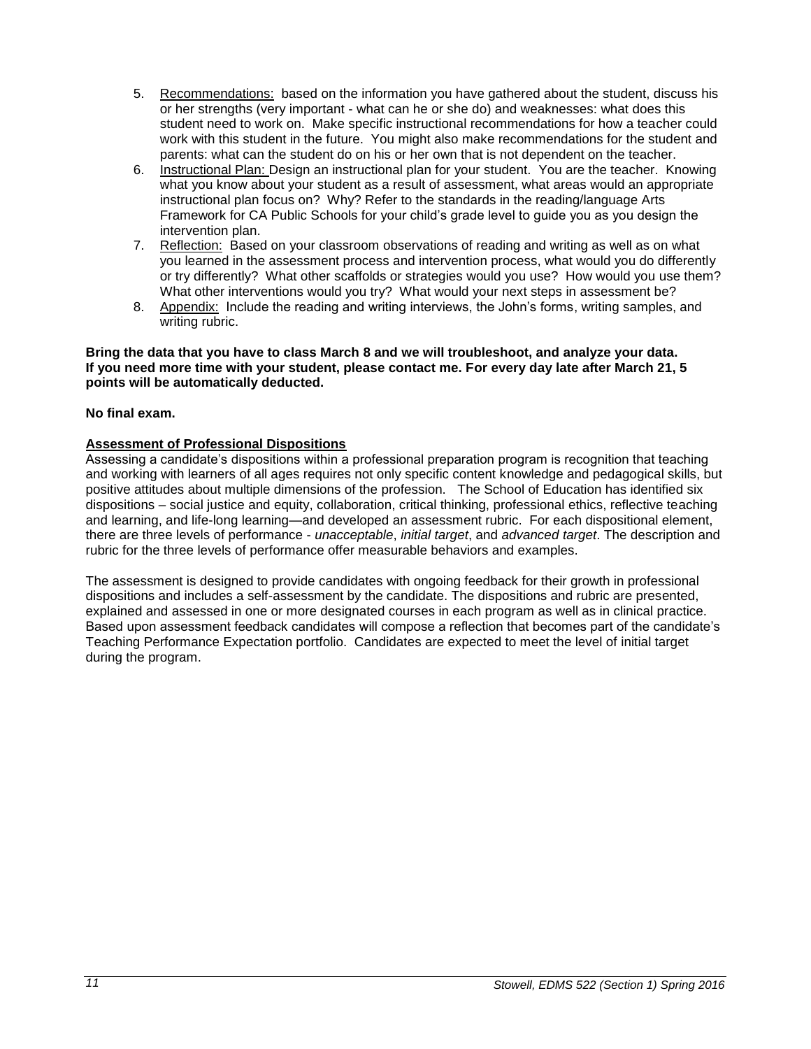5. Recommendations: based on the information you have gathered about the student, discuss his or her strengths (very important - what can he or she do) and weaknesses: what does this student need to work on. Make specific instructional recommendations for how a teacher could work with this student in the future. You might also make recommendations for the student and parents: what can the student do on his or her own that is not dependent on the teacher.
6. Instructional Plan: Design an instructional plan for your student. You are the teacher. Knowing what you know about your student as a result of assessment, what areas would an appropriate instructional plan focus on? Why? Refer to the standards in the reading/language Arts Framework for CA Public Schools for your child's grade level to guide you as you design the intervention plan.
7. Reflection: Based on your classroom observations of reading and writing as well as on what you learned in the assessment process and intervention process, what would you do differently or try differently? What other scaffolds or strategies would you use? How would you use them? What other interventions would you try? What would your next steps in assessment be?
8. Appendix: Include the reading and writing interviews, the John's forms, writing samples, and writing rubric.

**Bring the data that you have to class March 8 and we will troubleshoot, and analyze your data. If you need more time with your student, please contact me. For every day late after March 21, 5 points will be automatically deducted.**

**No final exam.**

## Assessment of Professional Dispositions

Assessing a candidate's dispositions within a professional preparation program is recognition that teaching and working with learners of all ages requires not only specific content knowledge and pedagogical skills, but positive attitudes about multiple dimensions of the profession. The School of Education has identified six dispositions – social justice and equity, collaboration, critical thinking, professional ethics, reflective teaching and learning, and life-long learning—and developed an assessment rubric. For each dispositional element, there are three levels of performance - *unacceptable*, *initial target*, and *advanced target*. The description and rubric for the three levels of performance offer measurable behaviors and examples.

The assessment is designed to provide candidates with ongoing feedback for their growth in professional dispositions and includes a self-assessment by the candidate. The dispositions and rubric are presented, explained and assessed in one or more designated courses in each program as well as in clinical practice. Based upon assessment feedback candidates will compose a reflection that becomes part of the candidate's Teaching Performance Expectation portfolio. Candidates are expected to meet the level of initial target during the program.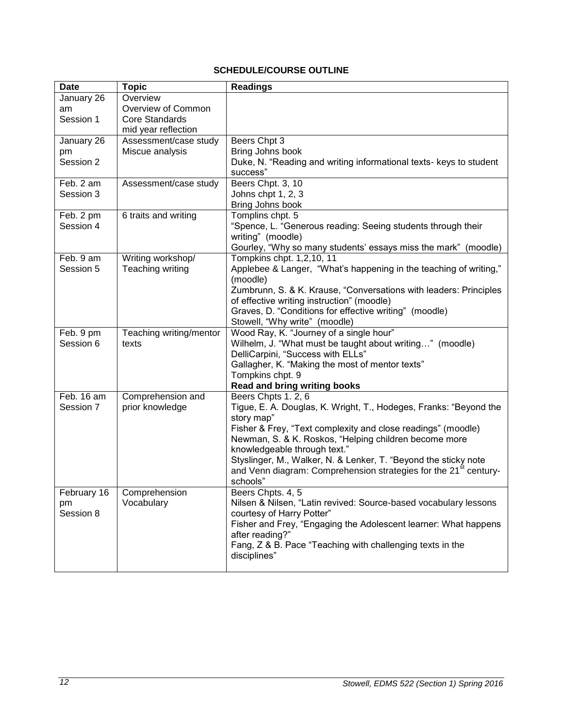**SCHEDULE/COURSE OUTLINE**

| Date | Topic | Readings |
|---|---|---|
| January 26 am Session 1 | Overview Overview of Common Core Standards mid year reflection | |
| January 26 pm Session 2 | Assessment/case study Miscue analysis | Beers Chpt 3<br>Bring Johns book<br>Duke, N. "Reading and writing informational texts- keys to student success" |
| Feb. 2 am Session 3 | Assessment/case study | Beers Chpt. 3, 10<br>Johns chpt 1, 2, 3<br>Bring Johns book |
| Feb. 2 pm Session 4 | 6 traits and writing | Tomplins chpt. 5<br>"Spence, L. "Generous reading: Seeing students through their writing" (moodle)<br>Gourley, "Why so many students' essays miss the mark" (moodle) |
| Feb. 9 am Session 5 | Writing workshop/ Teaching writing | Tompkins chpt. 1,2,10, 11<br>Applebee & Langer, "What's happening in the teaching of writing," (moodle)<br>Zumbrunn, S. & K. Krause, "Conversations with leaders: Principles of effective writing instruction" (moodle)<br>Graves, D. "Conditions for effective writing" (moodle)<br>Stowell, "Why write" (moodle) |
| Feb. 9 pm Session 6 | Teaching writing/mentor texts | Wood Ray, K. "Journey of a single hour"<br>Wilhelm, J. "What must be taught about writing…" (moodle)<br>DelliCarpini, "Success with ELLs"<br>Gallagher, K. "Making the most of mentor texts"<br>Tompkins chpt. 9<br>**Read and bring writing books** |
| Feb. 16 am Session 7 | Comprehension and prior knowledge | Beers Chpts 1. 2, 6<br>Tigue, E. A. Douglas, K. Wright, T., Hodeges, Franks: "Beyond the story map"<br>Fisher & Frey, "Text complexity and close readings" (moodle)<br>Newman, S. & K. Roskos, "Helping children become more knowledgeable through text."<br>Styslinger, M., Walker, N. & Lenker, T. "Beyond the sticky note and Venn diagram: Comprehension strategies for the 21st century-schools" |
| February 16 pm Session 8 | Comprehension Vocabulary | Beers Chpts. 4, 5<br>Nilsen & Nilsen, "Latin revived: Source-based vocabulary lessons courtesy of Harry Potter"<br>Fisher and Frey, "Engaging the Adolescent learner: What happens after reading?"<br>Fang, Z & B. Pace "Teaching with challenging texts in the disciplines" |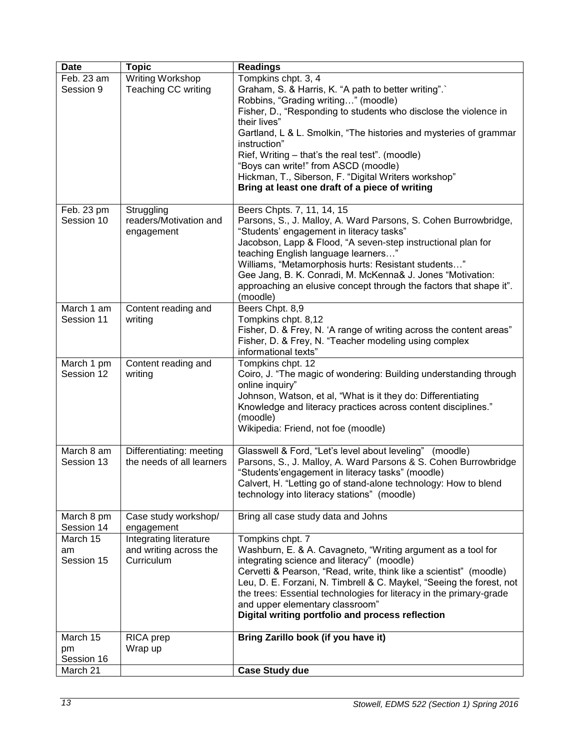| Date | Topic | Readings |
|---|---|---|
| Feb. 23 am<br>Session 9 | Writing Workshop<br>Teaching CC writing | Tompkins chpt. 3, 4<br>Graham, S. & Harris, K. "A path to better writing".`<br>Robbins, "Grading writing…" (moodle)<br>Fisher, D., "Responding to students who disclose the violence in their lives"<br>Gartland, L & L. Smolkin, "The histories and mysteries of grammar instruction"<br>Rief, Writing – that's the real test". (moodle)<br>"Boys can write!" from ASCD (moodle)<br>Hickman, T., Siberson, F. "Digital Writers workshop"<br>**Bring at least one draft of a piece of writing** |
| Feb. 23 pm<br>Session 10 | Struggling readers/Motivation and engagement | Beers Chpts. 7, 11, 14, 15<br>Parsons, S., J. Malloy, A. Ward Parsons, S. Cohen Burrowbridge, "Students' engagement in literacy tasks"<br>Jacobson, Lapp & Flood, "A seven-step instructional plan for teaching English language learners…"<br>Williams, "Metamorphosis hurts: Resistant students…"<br>Gee Jang, B. K. Conradi, M. McKenna& J. Jones "Motivation: approaching an elusive concept through the factors that shape it". (moodle) |
| March 1 am<br>Session 11 | Content reading and writing | Beers Chpt. 8,9<br>Tompkins chpt. 8,12<br>Fisher, D. & Frey, N. 'A range of writing across the content areas"<br>Fisher, D. & Frey, N. "Teacher modeling using complex informational texts" |
| March 1 pm<br>Session 12 | Content reading and writing | Tompkins chpt. 12<br>Coiro, J. "The magic of wondering: Building understanding through online inquiry"<br>Johnson, Watson, et al, "What is it they do: Differentiating Knowledge and literacy practices across content disciplines." (moodle)<br>Wikipedia: Friend, not foe (moodle) |
| March 8 am<br>Session 13 | Differentiating: meeting the needs of all learners | Glasswell & Ford, "Let's level about leveling" (moodle)<br>Parsons, S., J. Malloy, A. Ward Parsons & S. Cohen Burrowbridge "Students'engagement in literacy tasks" (moodle)<br>Calvert, H. "Letting go of stand-alone technology: How to blend technology into literacy stations" (moodle) |
| March 8 pm<br>Session 14 | Case study workshop/ engagement | Bring all case study data and Johns |
| March 15 am<br>Session 15 | Integrating literature and writing across the Curriculum | Tompkins chpt. 7<br>Washburn, E. & A. Cavagneto, "Writing argument as a tool for integrating science and literacy" (moodle)<br>Cervetti & Pearson, "Read, write, think like a scientist" (moodle)<br>Leu, D. E. Forzani, N. Timbrell & C. Maykel, "Seeing the forest, not the trees: Essential technologies for literacy in the primary-grade and upper elementary classroom"<br>**Digital writing portfolio and process reflection** |
| March 15 pm<br>Session 16 | RICA prep<br>Wrap up | **Bring Zarillo book (if you have it)** |
| March 21 | | **Case Study due** |